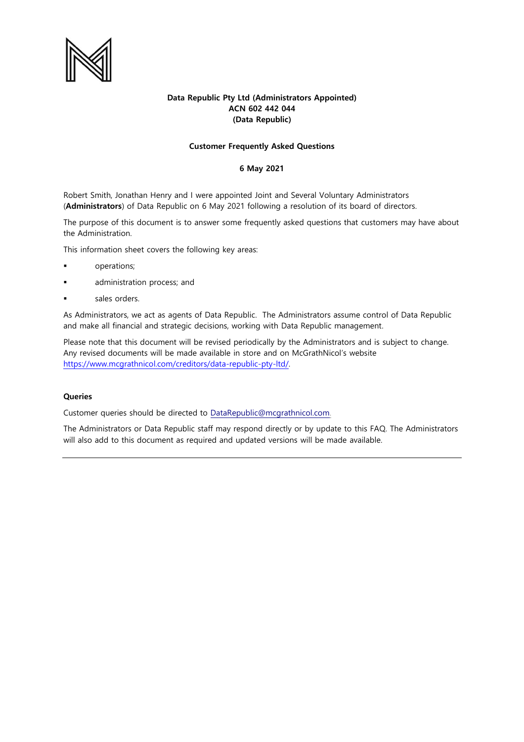**Data Republic Pty Ltd (Administrators Appointed)**
**ACN 602 442 044**
**(Data Republic)**

**Customer Frequently Asked Questions**

**6 May 2021**

Robert Smith, Jonathan Henry and I were appointed Joint and Several Voluntary Administrators (**Administrators**) of Data Republic on 6 May 2021 following a resolution of its board of directors.

The purpose of this document is to answer some frequently asked questions that customers may have about the Administration.

This information sheet covers the following key areas:

- operations;
- administration process; and
- sales orders.

As Administrators, we act as agents of Data Republic. The Administrators assume control of Data Republic and make all financial and strategic decisions, working with Data Republic management.

Please note that this document will be revised periodically by the Administrators and is subject to change. Any revised documents will be made available in store and on McGrathNicol's website https://www.mcgrathnicol.com/creditors/data-republic-pty-ltd/.

**Queries**

Customer queries should be directed to DataRepublic@mcgrathnicol.com.

The Administrators or Data Republic staff may respond directly or by update to this FAQ. The Administrators will also add to this document as required and updated versions will be made available.

---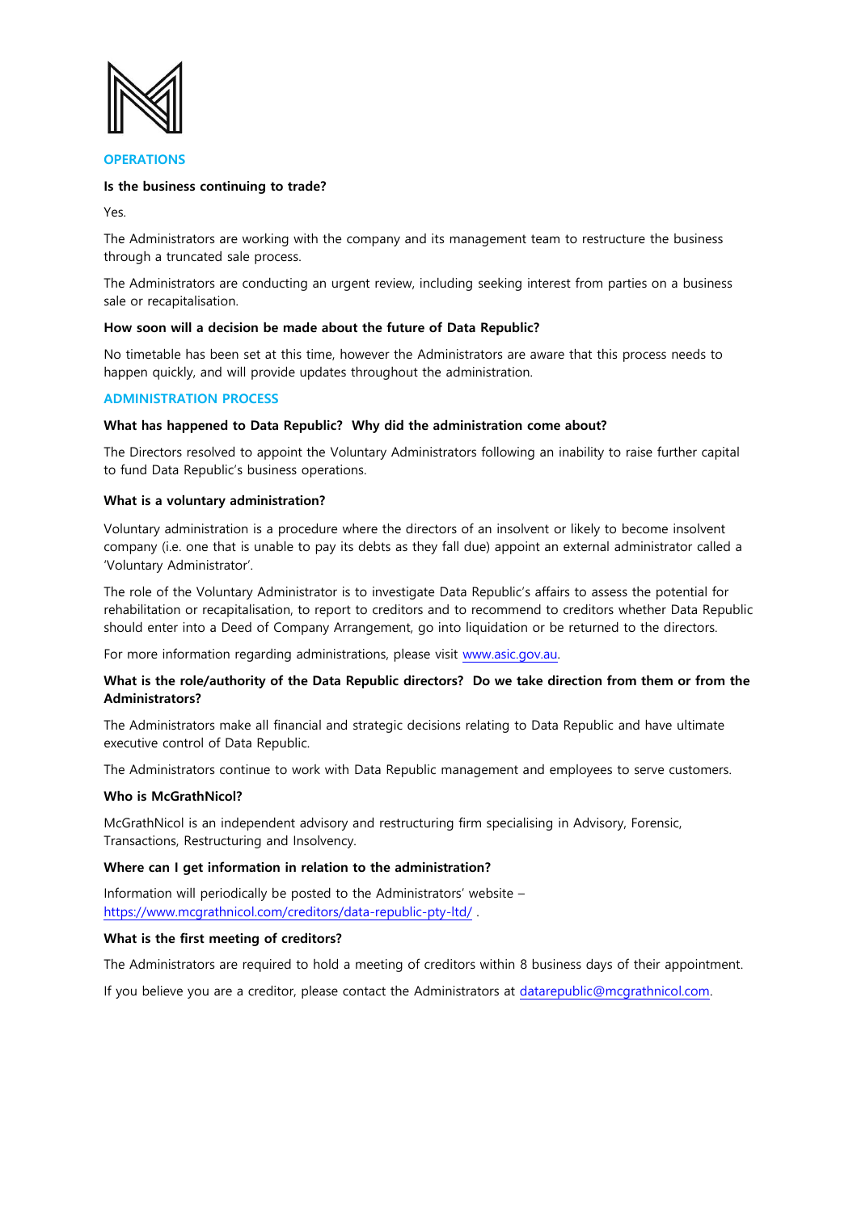## OPERATIONS

**Is the business continuing to trade?**

Yes.

The Administrators are working with the company and its management team to restructure the business through a truncated sale process.

The Administrators are conducting an urgent review, including seeking interest from parties on a business sale or recapitalisation.

**How soon will a decision be made about the future of Data Republic?**

No timetable has been set at this time, however the Administrators are aware that this process needs to happen quickly, and will provide updates throughout the administration.

## ADMINISTRATION PROCESS

**What has happened to Data Republic? Why did the administration come about?**

The Directors resolved to appoint the Voluntary Administrators following an inability to raise further capital to fund Data Republic's business operations.

**What is a voluntary administration?**

Voluntary administration is a procedure where the directors of an insolvent or likely to become insolvent company (i.e. one that is unable to pay its debts as they fall due) appoint an external administrator called a 'Voluntary Administrator'.

The role of the Voluntary Administrator is to investigate Data Republic's affairs to assess the potential for rehabilitation or recapitalisation, to report to creditors and to recommend to creditors whether Data Republic should enter into a Deed of Company Arrangement, go into liquidation or be returned to the directors.

For more information regarding administrations, please visit www.asic.gov.au.

**What is the role/authority of the Data Republic directors? Do we take direction from them or from the Administrators?**

The Administrators make all financial and strategic decisions relating to Data Republic and have ultimate executive control of Data Republic.

The Administrators continue to work with Data Republic management and employees to serve customers.

**Who is McGrathNicol?**

McGrathNicol is an independent advisory and restructuring firm specialising in Advisory, Forensic, Transactions, Restructuring and Insolvency.

**Where can I get information in relation to the administration?**

Information will periodically be posted to the Administrators' website – https://www.mcgrathnicol.com/creditors/data-republic-pty-ltd/ .

**What is the first meeting of creditors?**

The Administrators are required to hold a meeting of creditors within 8 business days of their appointment.

If you believe you are a creditor, please contact the Administrators at datarepublic@mcgrathnicol.com.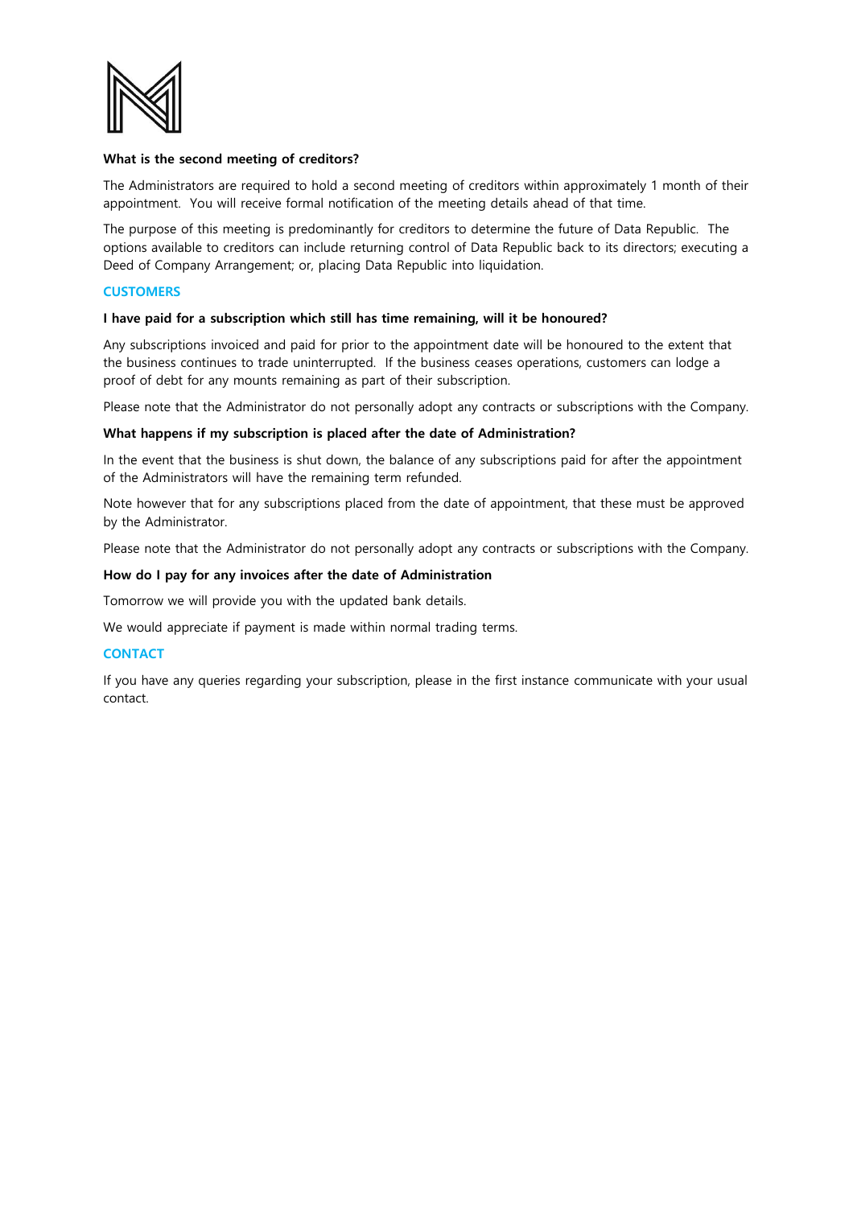**What is the second meeting of creditors?**

The Administrators are required to hold a second meeting of creditors within approximately 1 month of their appointment. You will receive formal notification of the meeting details ahead of that time.

The purpose of this meeting is predominantly for creditors to determine the future of Data Republic. The options available to creditors can include returning control of Data Republic back to its directors; executing a Deed of Company Arrangement; or, placing Data Republic into liquidation.

## CUSTOMERS

**I have paid for a subscription which still has time remaining, will it be honoured?**

Any subscriptions invoiced and paid for prior to the appointment date will be honoured to the extent that the business continues to trade uninterrupted. If the business ceases operations, customers can lodge a proof of debt for any mounts remaining as part of their subscription.

Please note that the Administrator do not personally adopt any contracts or subscriptions with the Company.

**What happens if my subscription is placed after the date of Administration?**

In the event that the business is shut down, the balance of any subscriptions paid for after the appointment of the Administrators will have the remaining term refunded.

Note however that for any subscriptions placed from the date of appointment, that these must be approved by the Administrator.

Please note that the Administrator do not personally adopt any contracts or subscriptions with the Company.

**How do I pay for any invoices after the date of Administration**

Tomorrow we will provide you with the updated bank details.

We would appreciate if payment is made within normal trading terms.

## CONTACT

If you have any queries regarding your subscription, please in the first instance communicate with your usual contact.